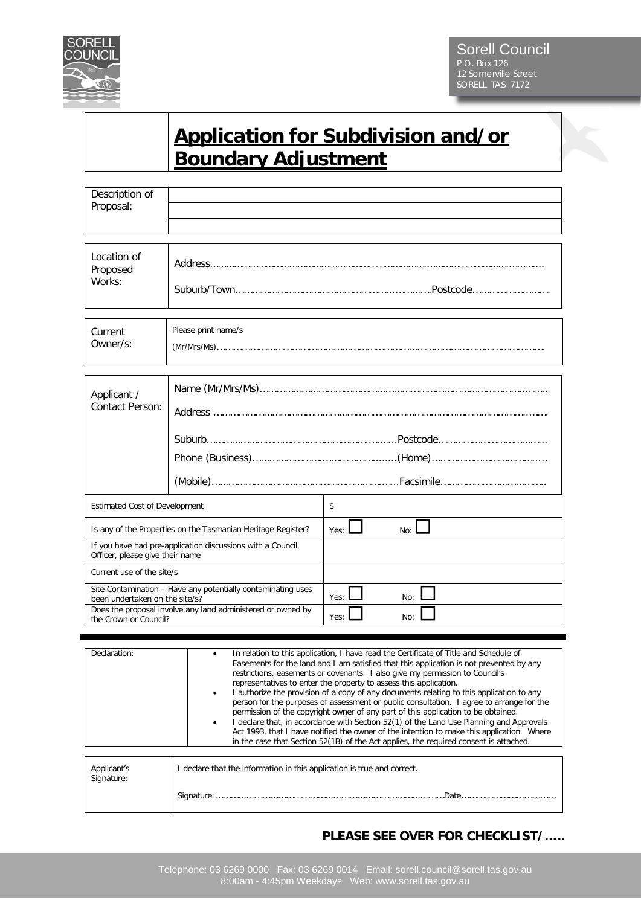Sorell Council
P.O. Box 126
12 Somerville Street
SORELL TAS 7172

# Application for Subdivision and/or Boundary Adjustment

| Description of Proposal: | |
|---|---|
| | |
| | |

| Location of Proposed Works: | Address…………………………………………………………………………………………… Suburb/Town……………………………………………………Postcode…………………… |
|---|---|

| Current Owner/s: | Please print name/s (Mr/Mrs/Ms)………………………………………………………………………………………… |
|---|---|

| Applicant / Contact Person: | Name (Mr/Mrs/Ms)……………………………………………………………………………… Address ………………………………………………………………………………………………… Suburb……………………………………………………Postcode…………………………… Phone (Business)…………………………………………(Home)……………………………… (Mobile)…………………………………………………Facsimile…………………………… |
|---|---|

| | |
|---|---|
| Estimated Cost of Development | $ |
| Is any of the Properties on the Tasmanian Heritage Register? | Yes: ☐ No: ☐ |
| If you have had pre-application discussions with a Council Officer, please give their name | |
| Current use of the site/s | |
| Site Contamination – Have any potentially contaminating uses been undertaken on the site/s? | Yes: ☐ No: ☐ |
| Does the proposal involve any land administered or owned by the Crown or Council? | Yes: ☐ No: ☐ |

| Declaration: | • In relation to this application, I have read the Certificate of Title and Schedule of Easements for the land and I am satisfied that this application is not prevented by any restrictions, easements or covenants. I also give my permission to Council's representatives to enter the property to assess this application. • I authorize the provision of a copy of any documents relating to this application to any person for the purposes of assessment or public consultation. I agree to arrange for the permission of the copyright owner of any part of this application to be obtained. • I declare that, in accordance with Section 52(1) of the Land Use Planning and Approvals Act 1993, that I have notified the owner of the intention to make this application. Where in the case that Section 52(1B) of the Act applies, the required consent is attached. |
|---|---|

| Applicant's Signature: | I declare that the information in this application is true and correct. Signature:……………………………………………………………………Date…………………………… |
|---|---|

**PLEASE SEE OVER FOR CHECKLIST/…..**

Telephone: 03 6269 0000 Fax: 03 6269 0014 Email: sorell.council@sorell.tas.gov.au
8:00am - 4:45pm Weekdays Web: www.sorell.tas.gov.au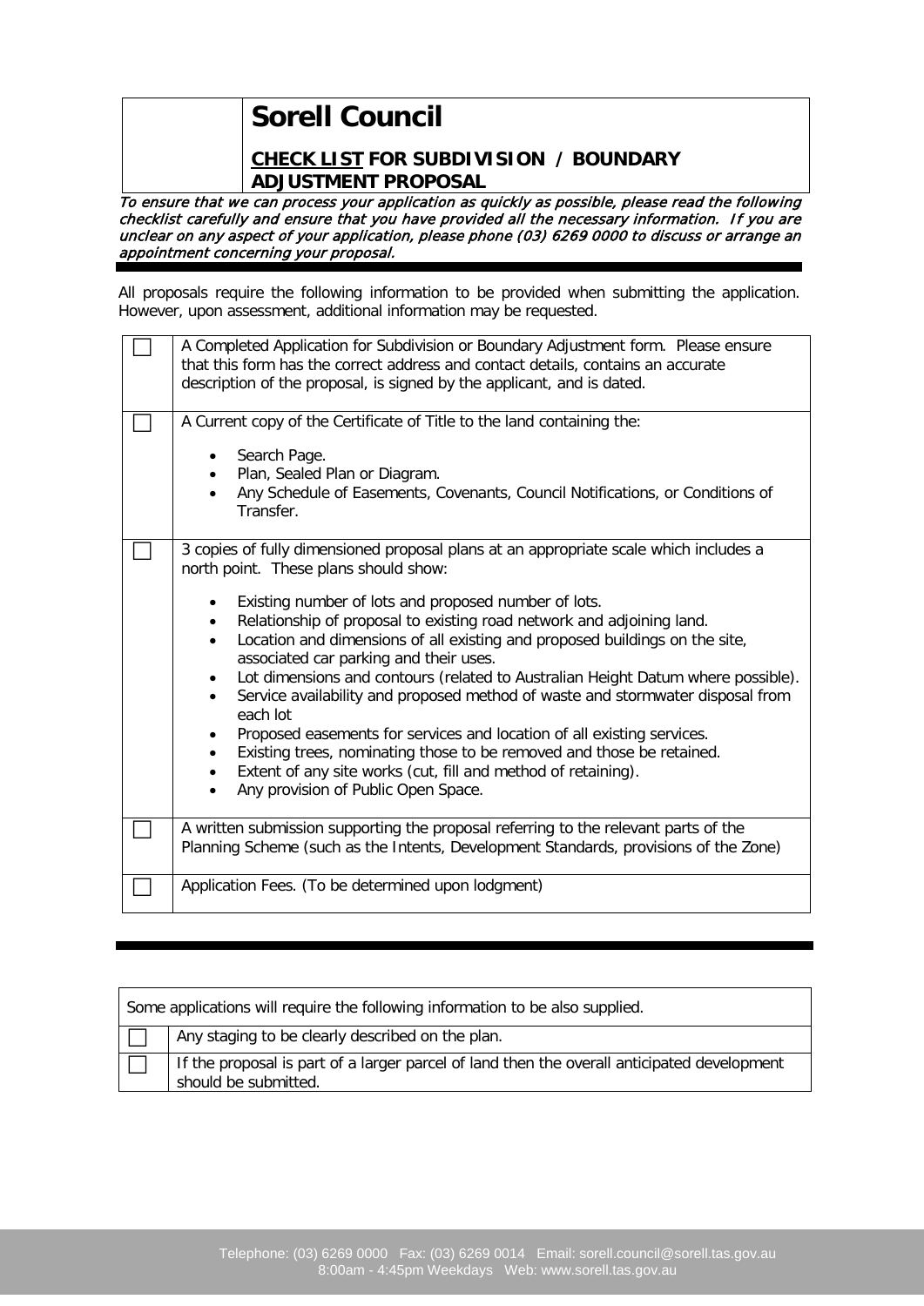# Sorell Council

## **<u>CHECK LIST</u> FOR SUBDIVISION / BOUNDARY ADJUSTMENT PROPOSAL**

*To ensure that we can process your application as quickly as possible, please read the following checklist carefully and ensure that you have provided all the necessary information. If you are unclear on any aspect of your application, please phone (03) 6269 0000 to discuss or arrange an appointment concerning your proposal.*

All proposals require the following information to be provided when submitting the application. However, upon assessment, additional information may be requested.

| | |
|---|---|
| ☐ | A Completed Application for Subdivision or Boundary Adjustment form. Please ensure that this form has the correct address and contact details, contains an accurate description of the proposal, is signed by the applicant, and is dated. |
| ☐ | A Current copy of the Certificate of Title to the land containing the:<br>• Search Page.<br>• Plan, Sealed Plan or Diagram.<br>• Any Schedule of Easements, Covenants, Council Notifications, or Conditions of Transfer. |
| ☐ | 3 copies of fully dimensioned proposal plans at an appropriate scale which includes a north point. These plans should show:<br>• Existing number of lots and proposed number of lots.<br>• Relationship of proposal to existing road network and adjoining land.<br>• Location and dimensions of all existing and proposed buildings on the site, associated car parking and their uses.<br>• Lot dimensions and contours (related to Australian Height Datum where possible).<br>• Service availability and proposed method of waste and stormwater disposal from each lot<br>• Proposed easements for services and location of all existing services.<br>• Existing trees, nominating those to be removed and those be retained.<br>• Extent of any site works (cut, fill and method of retaining).<br>• Any provision of Public Open Space. |
| ☐ | A written submission supporting the proposal referring to the relevant parts of the Planning Scheme (such as the Intents, Development Standards, provisions of the Zone) |
| ☐ | Application Fees. (To be determined upon lodgment) |

| Some applications will require the following information to be also supplied. | |
|---|---|
| ☐ | Any staging to be clearly described on the plan. |
| ☐ | If the proposal is part of a larger parcel of land then the overall anticipated development should be submitted. |

Telephone: (03) 6269 0000 Fax: (03) 6269 0014 Email: sorell.council@sorell.tas.gov.au
8:00am - 4:45pm Weekdays Web: www.sorell.tas.gov.au